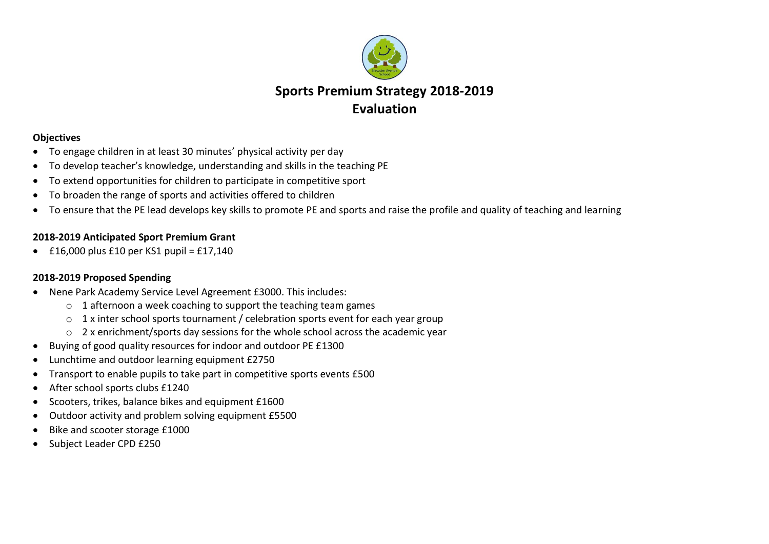# Sports Premium Strategy 2018-2019
# Evaluation

**Objectives**

- To engage children in at least 30 minutes' physical activity per day
- To develop teacher's knowledge, understanding and skills in the teaching PE
- To extend opportunities for children to participate in competitive sport
- To broaden the range of sports and activities offered to children
- To ensure that the PE lead develops key skills to promote PE and sports and raise the profile and quality of teaching and learning

**2018-2019 Anticipated Sport Premium Grant**

- £16,000 plus £10 per KS1 pupil = £17,140

**2018-2019 Proposed Spending**

- Nene Park Academy Service Level Agreement £3000. This includes:
  - 1 afternoon a week coaching to support the teaching team games
  - 1 x inter school sports tournament / celebration sports event for each year group
  - 2 x enrichment/sports day sessions for the whole school across the academic year
- Buying of good quality resources for indoor and outdoor PE £1300
- Lunchtime and outdoor learning equipment £2750
- Transport to enable pupils to take part in competitive sports events £500
- After school sports clubs £1240
- Scooters, trikes, balance bikes and equipment £1600
- Outdoor activity and problem solving equipment £5500
- Bike and scooter storage £1000
- Subject Leader CPD £250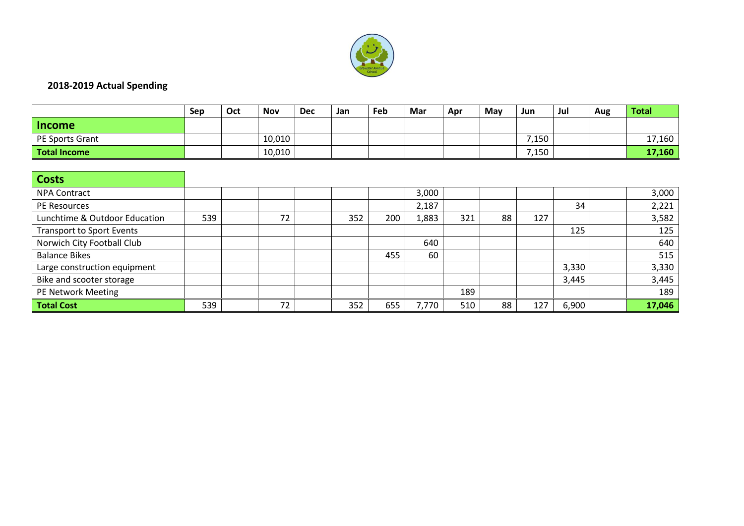## 2018-2019 Actual Spending

| | Sep | Oct | Nov | Dec | Jan | Feb | Mar | Apr | May | Jun | Jul | Aug | Total |
|---|---|---|---|---|---|---|---|---|---|---|---|---|---|
| **Income** | | | | | | | | | | | | | |
| PE Sports Grant | | | 10,010 | | | | | | | 7,150 | | | 17,160 |
| **Total Income** | | | 10,010 | | | | | | | 7,150 | | | **17,160** |

| | Sep | Oct | Nov | Dec | Jan | Feb | Mar | Apr | May | Jun | Jul | Aug | Total |
|---|---|---|---|---|---|---|---|---|---|---|---|---|---|
| **Costs** | | | | | | | | | | | | | |
| NPA Contract | | | | | | | 3,000 | | | | | | 3,000 |
| PE Resources | | | | | | | 2,187 | | | | 34 | | 2,221 |
| Lunchtime & Outdoor Education | 539 | | 72 | | 352 | 200 | 1,883 | 321 | 88 | 127 | | | 3,582 |
| Transport to Sport Events | | | | | | | | | | | 125 | | 125 |
| Norwich City Football Club | | | | | | | 640 | | | | | | 640 |
| Balance Bikes | | | | | | 455 | 60 | | | | | | 515 |
| Large construction equipment | | | | | | | | | | | 3,330 | | 3,330 |
| Bike and scooter storage | | | | | | | | | | | 3,445 | | 3,445 |
| PE Network Meeting | | | | | | | | 189 | | | | | 189 |
| **Total Cost** | 539 | | 72 | | 352 | 655 | 7,770 | 510 | 88 | 127 | 6,900 | | **17,046** |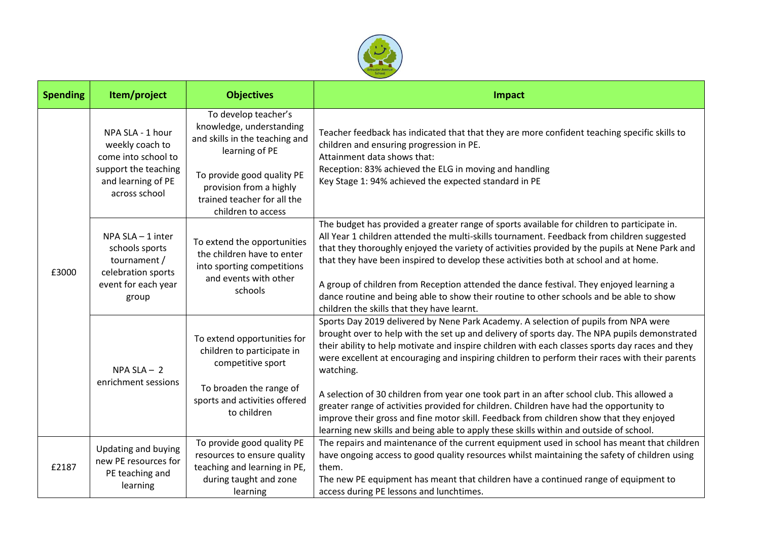| Spending | Item/project | Objectives | Impact |
| --- | --- | --- | --- |
| £3000 | NPA SLA - 1 hour weekly coach to come into school to support the teaching and learning of PE across school | To develop teacher's knowledge, understanding and skills in the teaching and learning of PE<br><br>To provide good quality PE provision from a highly trained teacher for all the children to access | Teacher feedback has indicated that that they are more confident teaching specific skills to children and ensuring progression in PE.<br>Attainment data shows that:<br>Reception: 83% achieved the ELG in moving and handling<br>Key Stage 1: 94% achieved the expected standard in PE |
| | NPA SLA – 1 inter schools sports tournament / celebration sports event for each year group | To extend the opportunities the children have to enter into sporting competitions and events with other schools | The budget has provided a greater range of sports available for children to participate in. All Year 1 children attended the multi-skills tournament. Feedback from children suggested that they thoroughly enjoyed the variety of activities provided by the pupils at Nene Park and that they have been inspired to develop these activities both at school and at home.<br><br>A group of children from Reception attended the dance festival. They enjoyed learning a dance routine and being able to show their routine to other schools and be able to show children the skills that they have learnt. |
| | NPA SLA – 2 enrichment sessions | To extend opportunities for children to participate in competitive sport<br><br>To broaden the range of sports and activities offered to children | Sports Day 2019 delivered by Nene Park Academy. A selection of pupils from NPA were brought over to help with the set up and delivery of sports day. The NPA pupils demonstrated their ability to help motivate and inspire children with each classes sports day races and they were excellent at encouraging and inspiring children to perform their races with their parents watching.<br><br>A selection of 30 children from year one took part in an after school club. This allowed a greater range of activities provided for children. Children have had the opportunity to improve their gross and fine motor skill. Feedback from children show that they enjoyed learning new skills and being able to apply these skills within and outside of school. |
| £2187 | Updating and buying new PE resources for PE teaching and learning | To provide good quality PE resources to ensure quality teaching and learning in PE, during taught and zone learning | The repairs and maintenance of the current equipment used in school has meant that children have ongoing access to good quality resources whilst maintaining the safety of children using them.<br>The new PE equipment has meant that children have a continued range of equipment to access during PE lessons and lunchtimes. |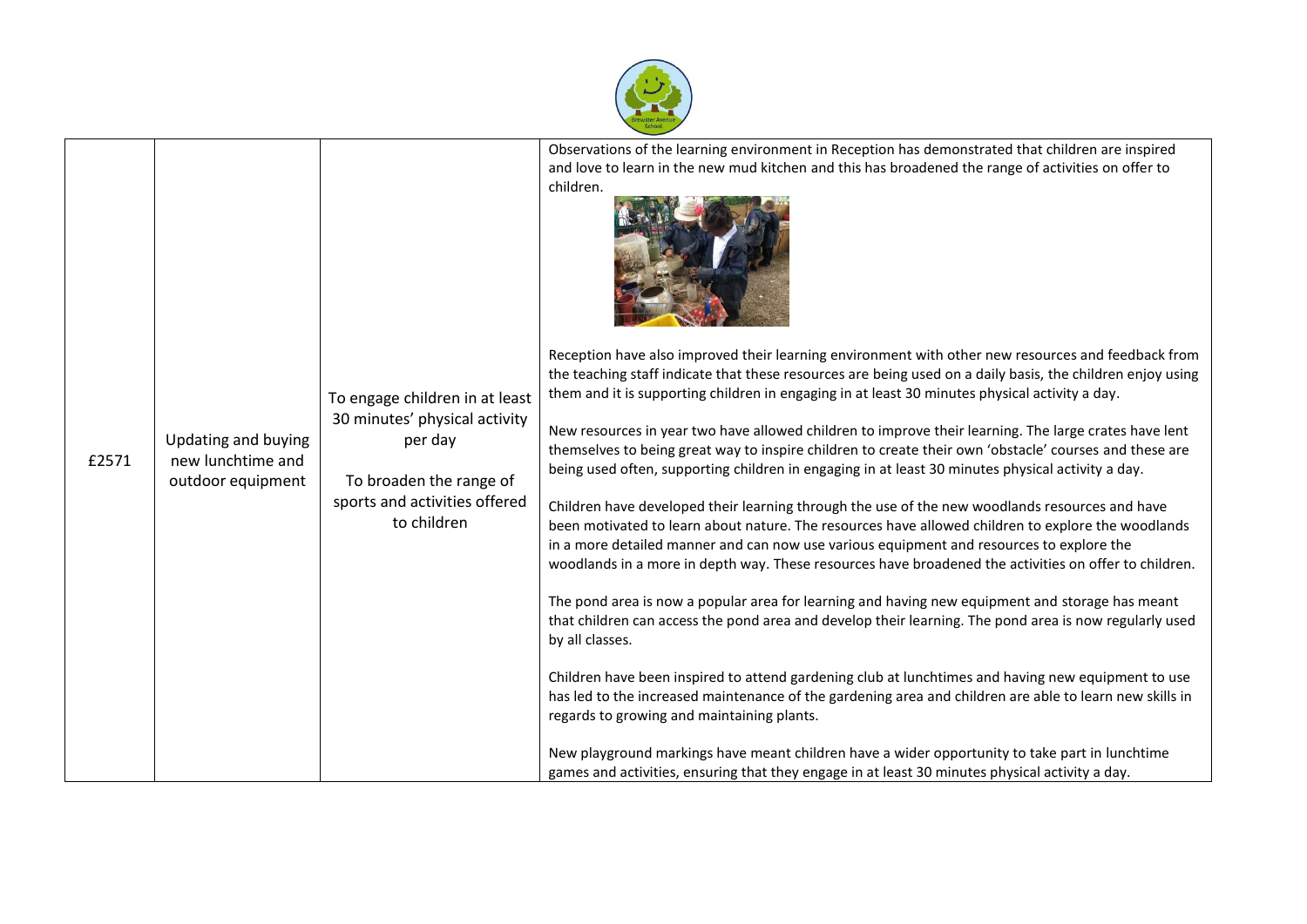| £2571 | Updating and buying new lunchtime and outdoor equipment | To engage children in at least 30 minutes' physical activity per day<br><br>To broaden the range of sports and activities offered to children | Observations of the learning environment in Reception has demonstrated that children are inspired and love to learn in the new mud kitchen and this has broadened the range of activities on offer to children.<br><br>Reception have also improved their learning environment with other new resources and feedback from the teaching staff indicate that these resources are being used on a daily basis, the children enjoy using them and it is supporting children in engaging in at least 30 minutes physical activity a day.<br><br>New resources in year two have allowed children to improve their learning. The large crates have lent themselves to being great way to inspire children to create their own 'obstacle' courses and these are being used often, supporting children in engaging in at least 30 minutes physical activity a day.<br><br>Children have developed their learning through the use of the new woodlands resources and have been motivated to learn about nature. The resources have allowed children to explore the woodlands in a more detailed manner and can now use various equipment and resources to explore the woodlands in a more in depth way. These resources have broadened the activities on offer to children.<br><br>The pond area is now a popular area for learning and having new equipment and storage has meant that children can access the pond area and develop their learning. The pond area is now regularly used by all classes.<br><br>Children have been inspired to attend gardening club at lunchtimes and having new equipment to use has led to the increased maintenance of the gardening area and children are able to learn new skills in regards to growing and maintaining plants.<br><br>New playground markings have meant children have a wider opportunity to take part in lunchtime games and activities, ensuring that they engage in at least 30 minutes physical activity a day. |
|---|---|---|---|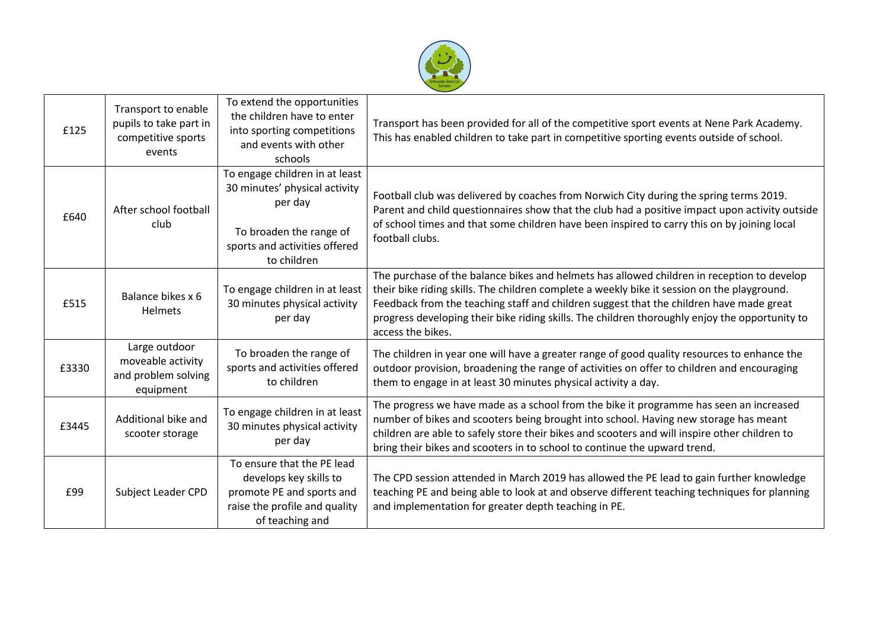| | | | |
|---|---|---|---|
| £125 | Transport to enable pupils to take part in competitive sports events | To extend the opportunities the children have to enter into sporting competitions and events with other schools | Transport has been provided for all of the competitive sport events at Nene Park Academy. This has enabled children to take part in competitive sporting events outside of school. |
| £640 | After school football club | To engage children in at least 30 minutes' physical activity per day<br><br>To broaden the range of sports and activities offered to children | Football club was delivered by coaches from Norwich City during the spring terms 2019. Parent and child questionnaires show that the club had a positive impact upon activity outside of school times and that some children have been inspired to carry this on by joining local football clubs. |
| £515 | Balance bikes x 6 Helmets | To engage children in at least 30 minutes physical activity per day | The purchase of the balance bikes and helmets has allowed children in reception to develop their bike riding skills. The children complete a weekly bike it session on the playground. Feedback from the teaching staff and children suggest that the children have made great progress developing their bike riding skills. The children thoroughly enjoy the opportunity to access the bikes. |
| £3330 | Large outdoor moveable activity and problem solving equipment | To broaden the range of sports and activities offered to children | The children in year one will have a greater range of good quality resources to enhance the outdoor provision, broadening the range of activities on offer to children and encouraging them to engage in at least 30 minutes physical activity a day. |
| £3445 | Additional bike and scooter storage | To engage children in at least 30 minutes physical activity per day | The progress we have made as a school from the bike it programme has seen an increased number of bikes and scooters being brought into school. Having new storage has meant children are able to safely store their bikes and scooters and will inspire other children to bring their bikes and scooters in to school to continue the upward trend. |
| £99 | Subject Leader CPD | To ensure that the PE lead develops key skills to promote PE and sports and raise the profile and quality of teaching and | The CPD session attended in March 2019 has allowed the PE lead to gain further knowledge teaching PE and being able to look at and observe different teaching techniques for planning and implementation for greater depth teaching in PE. |